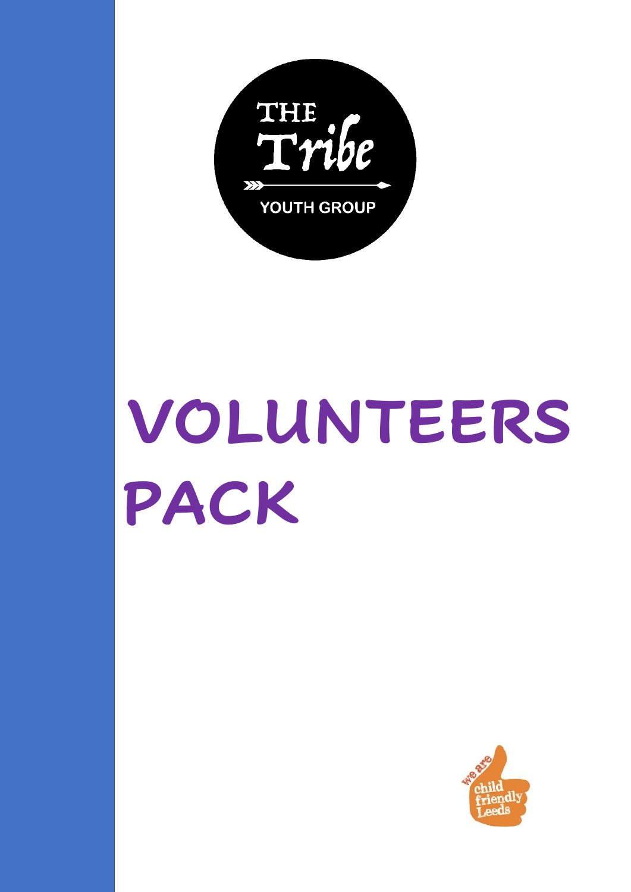THE Tribe

YOUTH GROUP

# VOLUNTEERS PACK

we are child friendly Leeds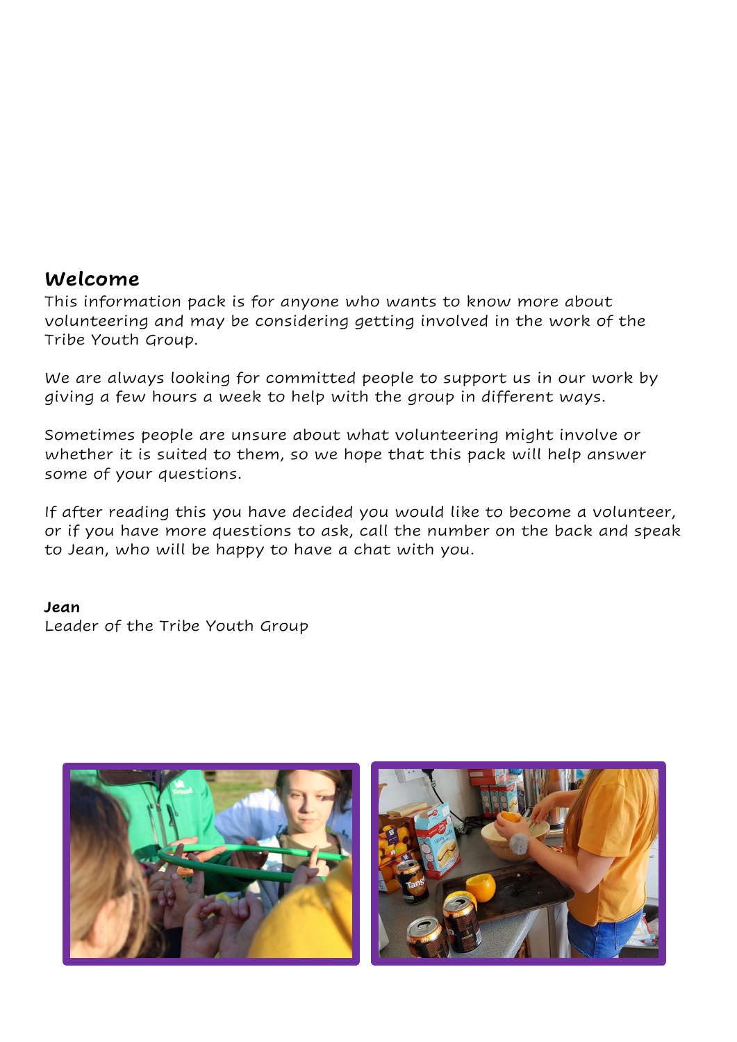## Welcome

This information pack is for anyone who wants to know more about volunteering and may be considering getting involved in the work of the Tribe Youth Group.

We are always looking for committed people to support us in our work by giving a few hours a week to help with the group in different ways.

Sometimes people are unsure about what volunteering might involve or whether it is suited to them, so we hope that this pack will help answer some of your questions.

If after reading this you have decided you would like to become a volunteer, or if you have more questions to ask, call the number on the back and speak to Jean, who will be happy to have a chat with you.

**Jean**
Leader of the Tribe Youth Group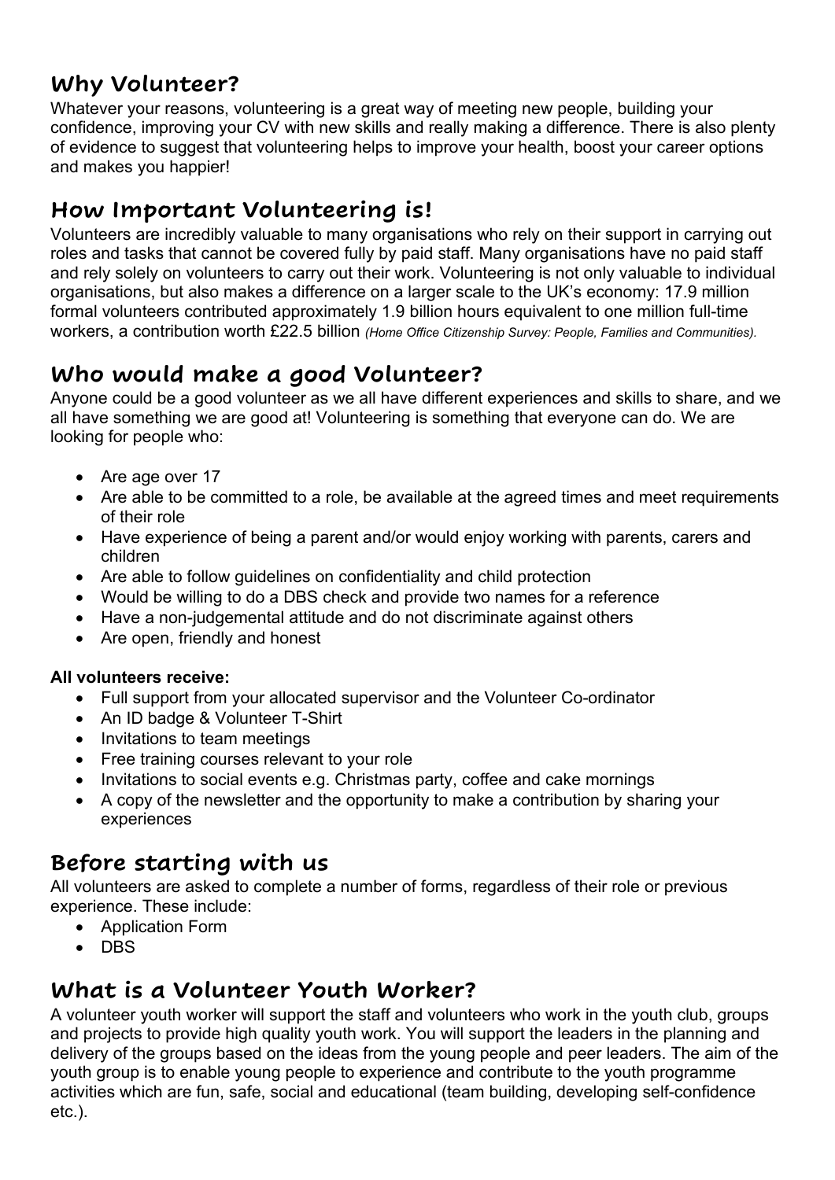## Why Volunteer?

Whatever your reasons, volunteering is a great way of meeting new people, building your confidence, improving your CV with new skills and really making a difference. There is also plenty of evidence to suggest that volunteering helps to improve your health, boost your career options and makes you happier!

## How Important Volunteering is!

Volunteers are incredibly valuable to many organisations who rely on their support in carrying out roles and tasks that cannot be covered fully by paid staff. Many organisations have no paid staff and rely solely on volunteers to carry out their work. Volunteering is not only valuable to individual organisations, but also makes a difference on a larger scale to the UK's economy: 17.9 million formal volunteers contributed approximately 1.9 billion hours equivalent to one million full-time workers, a contribution worth £22.5 billion *(Home Office Citizenship Survey: People, Families and Communities).*

## Who would make a good Volunteer?

Anyone could be a good volunteer as we all have different experiences and skills to share, and we all have something we are good at! Volunteering is something that everyone can do. We are looking for people who:

- Are age over 17
- Are able to be committed to a role, be available at the agreed times and meet requirements of their role
- Have experience of being a parent and/or would enjoy working with parents, carers and children
- Are able to follow guidelines on confidentiality and child protection
- Would be willing to do a DBS check and provide two names for a reference
- Have a non-judgemental attitude and do not discriminate against others
- Are open, friendly and honest

**All volunteers receive:**

- Full support from your allocated supervisor and the Volunteer Co-ordinator
- An ID badge & Volunteer T-Shirt
- Invitations to team meetings
- Free training courses relevant to your role
- Invitations to social events e.g. Christmas party, coffee and cake mornings
- A copy of the newsletter and the opportunity to make a contribution by sharing your experiences

## Before starting with us

All volunteers are asked to complete a number of forms, regardless of their role or previous experience. These include:

- Application Form
- DBS

## What is a Volunteer Youth Worker?

A volunteer youth worker will support the staff and volunteers who work in the youth club, groups and projects to provide high quality youth work. You will support the leaders in the planning and delivery of the groups based on the ideas from the young people and peer leaders. The aim of the youth group is to enable young people to experience and contribute to the youth programme activities which are fun, safe, social and educational (team building, developing self-confidence etc.).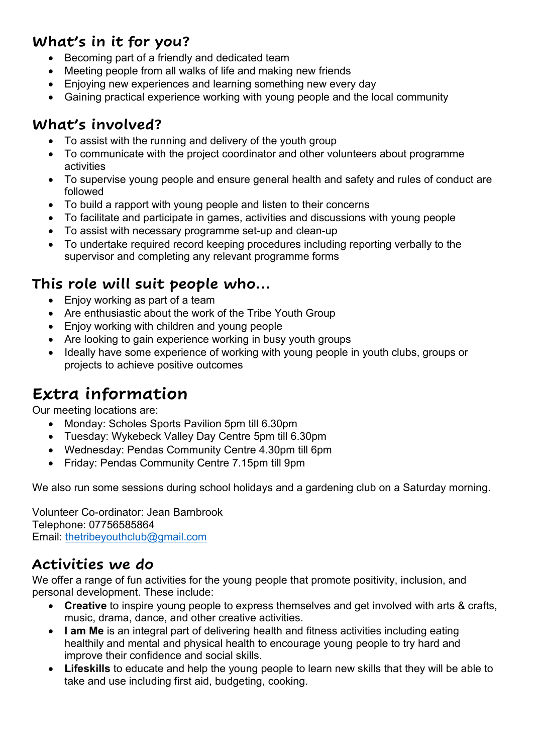## What's in it for you?

- Becoming part of a friendly and dedicated team
- Meeting people from all walks of life and making new friends
- Enjoying new experiences and learning something new every day
- Gaining practical experience working with young people and the local community

## What's involved?

- To assist with the running and delivery of the youth group
- To communicate with the project coordinator and other volunteers about programme activities
- To supervise young people and ensure general health and safety and rules of conduct are followed
- To build a rapport with young people and listen to their concerns
- To facilitate and participate in games, activities and discussions with young people
- To assist with necessary programme set-up and clean-up
- To undertake required record keeping procedures including reporting verbally to the supervisor and completing any relevant programme forms

## This role will suit people who...

- Enjoy working as part of a team
- Are enthusiastic about the work of the Tribe Youth Group
- Enjoy working with children and young people
- Are looking to gain experience working in busy youth groups
- Ideally have some experience of working with young people in youth clubs, groups or projects to achieve positive outcomes

# Extra information

Our meeting locations are:

- Monday: Scholes Sports Pavilion 5pm till 6.30pm
- Tuesday: Wykebeck Valley Day Centre 5pm till 6.30pm
- Wednesday: Pendas Community Centre 4.30pm till 6pm
- Friday: Pendas Community Centre 7.15pm till 9pm

We also run some sessions during school holidays and a gardening club on a Saturday morning.

Volunteer Co-ordinator: Jean Barnbrook
Telephone: 07756585864
Email: thetribeyouthclub@gmail.com

## Activities we do

We offer a range of fun activities for the young people that promote positivity, inclusion, and personal development. These include:

- **Creative** to inspire young people to express themselves and get involved with arts & crafts, music, drama, dance, and other creative activities.
- **I am Me** is an integral part of delivering health and fitness activities including eating healthily and mental and physical health to encourage young people to try hard and improve their confidence and social skills.
- **Lifeskills** to educate and help the young people to learn new skills that they will be able to take and use including first aid, budgeting, cooking.